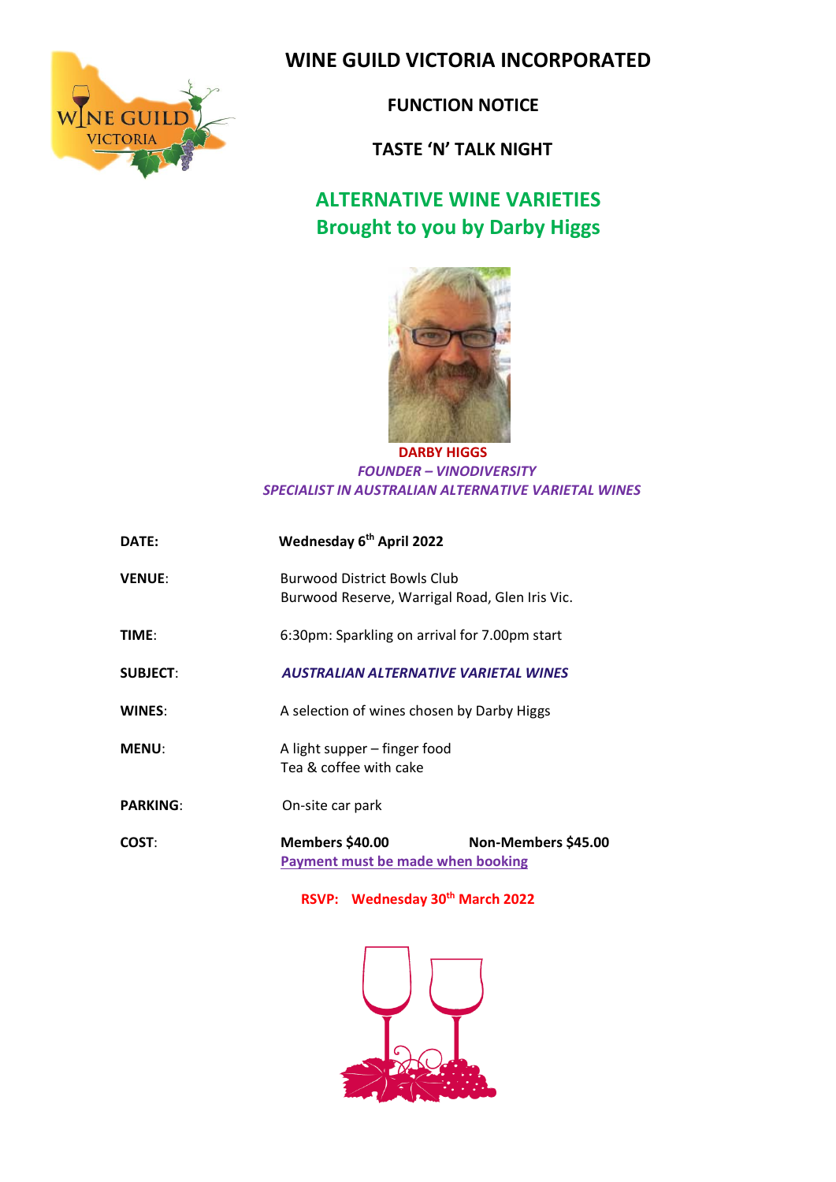# WINE GUILD VICTORIA INCORPORATED

## FUNCTION NOTICE

## TASTE 'N' TALK NIGHT

## ALTERNATIVE WINE VARIETIES
## Brought to you by Darby Higgs

**DARBY HIGGS**
***FOUNDER – VINODIVERSITY***
***SPECIALIST IN AUSTRALIAN ALTERNATIVE VARIETAL WINES***

| | |
|---|---|
| **DATE:** | **Wednesday 6th April 2022** |
| **VENUE:** | Burwood District Bowls Club<br>Burwood Reserve, Warrigal Road, Glen Iris Vic. |
| **TIME:** | 6:30pm: Sparkling on arrival for 7.00pm start |
| **SUBJECT:** | ***AUSTRALIAN ALTERNATIVE VARIETAL WINES*** |
| **WINES:** | A selection of wines chosen by Darby Higgs |
| **MENU:** | A light supper – finger food<br>Tea & coffee with cake |
| **PARKING:** | On-site car park |
| **COST:** | **Members $40.00** **Non-Members $45.00**<br>**Payment must be made when booking** |

**RSVP: Wednesday 30th March 2022**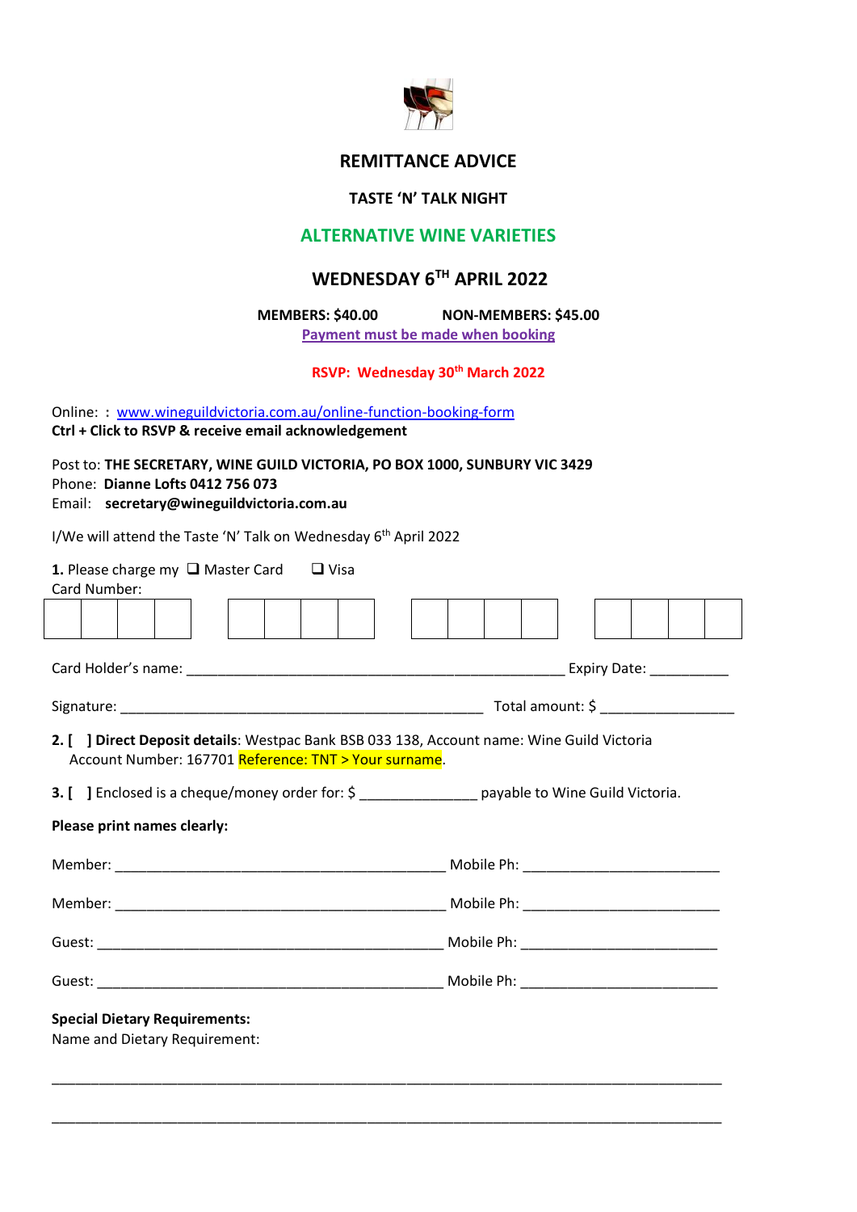## REMITTANCE ADVICE

### TASTE 'N' TALK NIGHT

### ALTERNATIVE WINE VARIETIES

### WEDNESDAY 6TH APRIL 2022

**MEMBERS: $40.00** **NON-MEMBERS: $45.00**

**Payment must be made when booking**

**RSVP: Wednesday 30th March 2022**

Online: : www.wineguildvictoria.com.au/online-function-booking-form
**Ctrl + Click to RSVP & receive email acknowledgement**

Post to: **THE SECRETARY, WINE GUILD VICTORIA, PO BOX 1000, SUNBURY VIC 3429**
Phone: **Dianne Lofts 0412 756 073**
Email: **secretary@wineguildvictoria.com.au**

I/We will attend the Taste 'N' Talk on Wednesday 6th April 2022

**1.** Please charge my ❑ Master Card ❑ Visa
Card Number:

| | | | | | | | | | | | | | | | |
|---|---|---|---|---|---|---|---|---|---|---|---|---|---|---|---|
| | | | | | | | | | | | | | | | |

Card Holder's name: _______________________________________________ Expiry Date: __________

Signature: _______________________________________________ Total amount: $ ________________

**2. [ ] Direct Deposit details**: Westpac Bank BSB 033 138, Account name: Wine Guild Victoria
Account Number: 167701 Reference: TNT > Your surname.

**3. [ ]** Enclosed is a cheque/money order for: $ ______________ payable to Wine Guild Victoria.

**Please print names clearly:**

Member: __________________________________________ Mobile Ph: ________________________

Member: __________________________________________ Mobile Ph: ________________________

Guest: ___________________________________________ Mobile Ph: ________________________

Guest: ___________________________________________ Mobile Ph: ________________________

**Special Dietary Requirements:**
Name and Dietary Requirement:

_____________________________________________________________________________________

_____________________________________________________________________________________